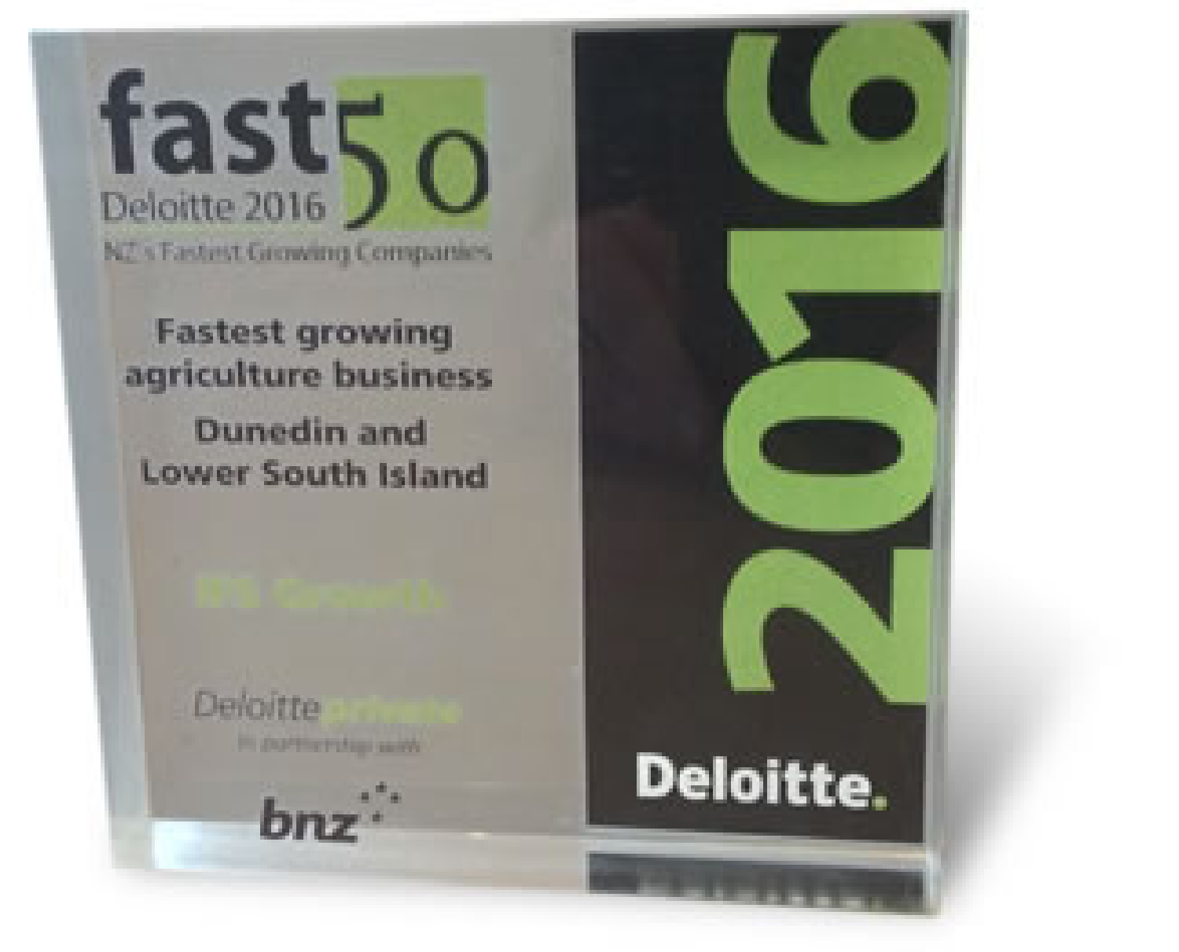fast 50

Deloitte 2016

NZ's Fastest Growing Companies

**Fastest growing agriculture business**

**Dunedin and Lower South Island**

RS Growth

Deloitte private

in partnership with

bnz

2016

Deloitte.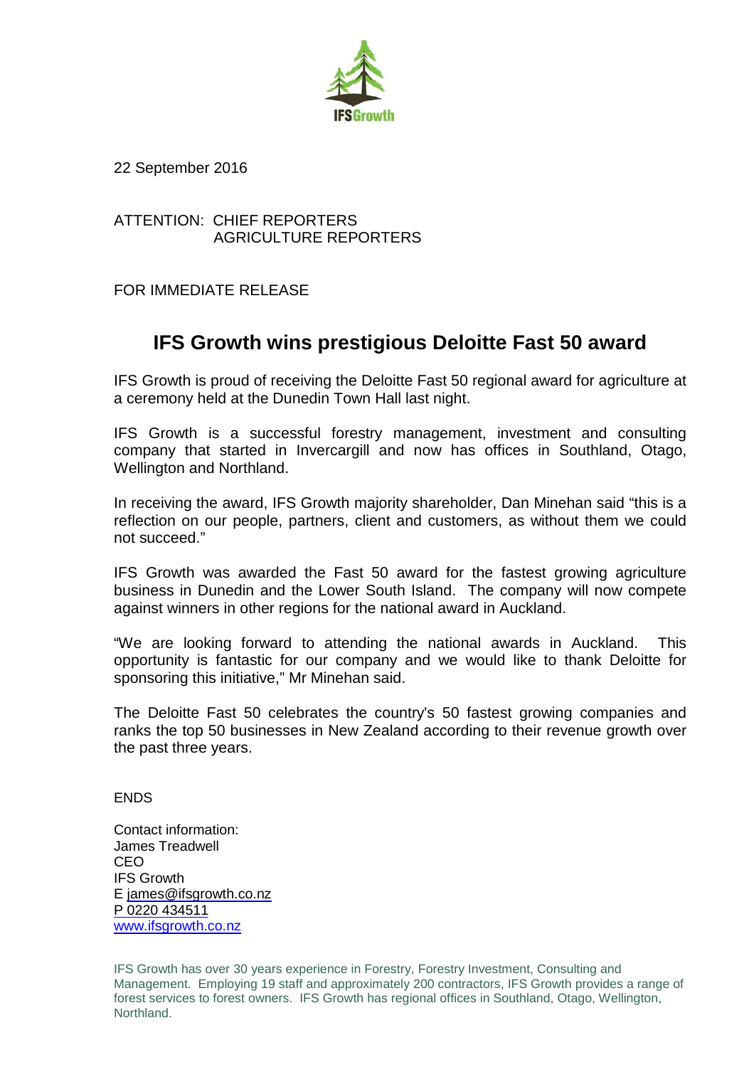IFSGrowth

22 September 2016

ATTENTION: CHIEF REPORTERS
AGRICULTURE REPORTERS

FOR IMMEDIATE RELEASE

# IFS Growth wins prestigious Deloitte Fast 50 award

IFS Growth is proud of receiving the Deloitte Fast 50 regional award for agriculture at a ceremony held at the Dunedin Town Hall last night.

IFS Growth is a successful forestry management, investment and consulting company that started in Invercargill and now has offices in Southland, Otago, Wellington and Northland.

In receiving the award, IFS Growth majority shareholder, Dan Minehan said "this is a reflection on our people, partners, client and customers, as without them we could not succeed."

IFS Growth was awarded the Fast 50 award for the fastest growing agriculture business in Dunedin and the Lower South Island. The company will now compete against winners in other regions for the national award in Auckland.

"We are looking forward to attending the national awards in Auckland. This opportunity is fantastic for our company and we would like to thank Deloitte for sponsoring this initiative," Mr Minehan said.

The Deloitte Fast 50 celebrates the country's 50 fastest growing companies and ranks the top 50 businesses in New Zealand according to their revenue growth over the past three years.

ENDS

Contact information:
James Treadwell
CEO
IFS Growth
E james@ifsgrowth.co.nz
P 0220 434511
www.ifsgrowth.co.nz

IFS Growth has over 30 years experience in Forestry, Forestry Investment, Consulting and Management. Employing 19 staff and approximately 200 contractors, IFS Growth provides a range of forest services to forest owners. IFS Growth has regional offices in Southland, Otago, Wellington, Northland.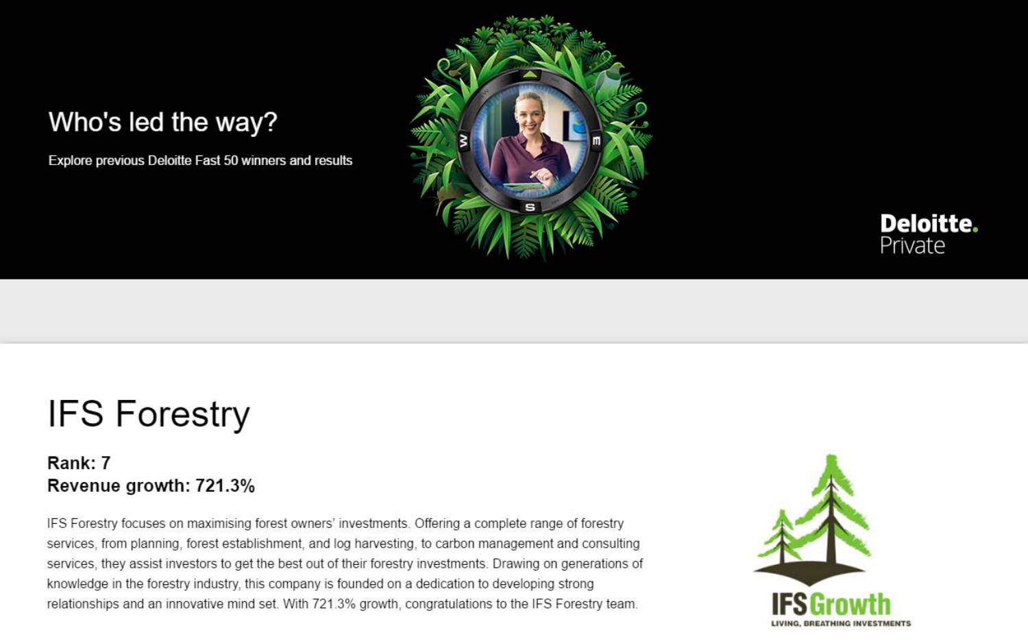Who's led the way?

Explore previous Deloitte Fast 50 winners and results

Deloitte. Private

# IFS Forestry

**Rank: 7**
**Revenue growth: 721.3%**

IFS Forestry focuses on maximising forest owners' investments. Offering a complete range of forestry services, from planning, forest establishment, and log harvesting, to carbon management and consulting services, they assist investors to get the best out of their forestry investments. Drawing on generations of knowledge in the forestry industry, this company is founded on a dedication to developing strong relationships and an innovative mind set. With 721.3% growth, congratulations to the IFS Forestry team.

IFSGrowth
LIVING, BREATHING INVESTMENTS